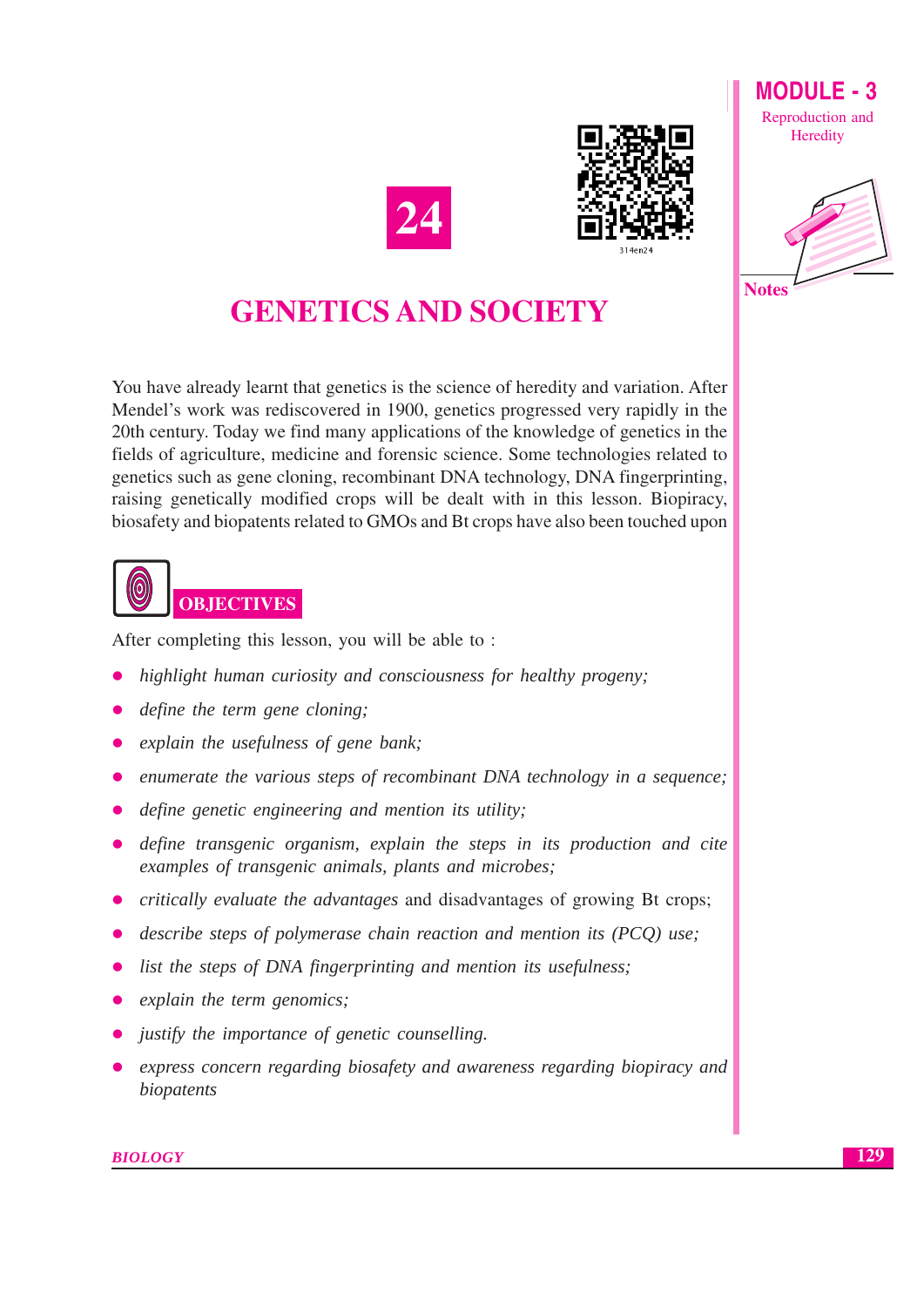# 24

# GENETICS AND SOCIETY

You have already learnt that genetics is the science of heredity and variation. After Mendel's work was rediscovered in 1900, genetics progressed very rapidly in the 20th century. Today we find many applications of the knowledge of genetics in the fields of agriculture, medicine and forensic science. Some technologies related to genetics such as gene cloning, recombinant DNA technology, DNA fingerprinting, raising genetically modified crops will be dealt with in this lesson. Biopiracy, biosafety and biopatents related to GMOs and Bt crops have also been touched upon

## OBJECTIVES

After completing this lesson, you will be able to :

- *highlight human curiosity and consciousness for healthy progeny;*
- *define the term gene cloning;*
- *explain the usefulness of gene bank;*
- *enumerate the various steps of recombinant DNA technology in a sequence;*
- *define genetic engineering and mention its utility;*
- *define transgenic organism, explain the steps in its production and cite examples of transgenic animals, plants and microbes;*
- *critically evaluate the advantages* and disadvantages of growing Bt crops;
- *describe steps of polymerase chain reaction and mention its (PCQ) use;*
- *list the steps of DNA fingerprinting and mention its usefulness;*
- *explain the term genomics;*
- *justify the importance of genetic counselling.*
- *express concern regarding biosafety and awareness regarding biopiracy and biopatents*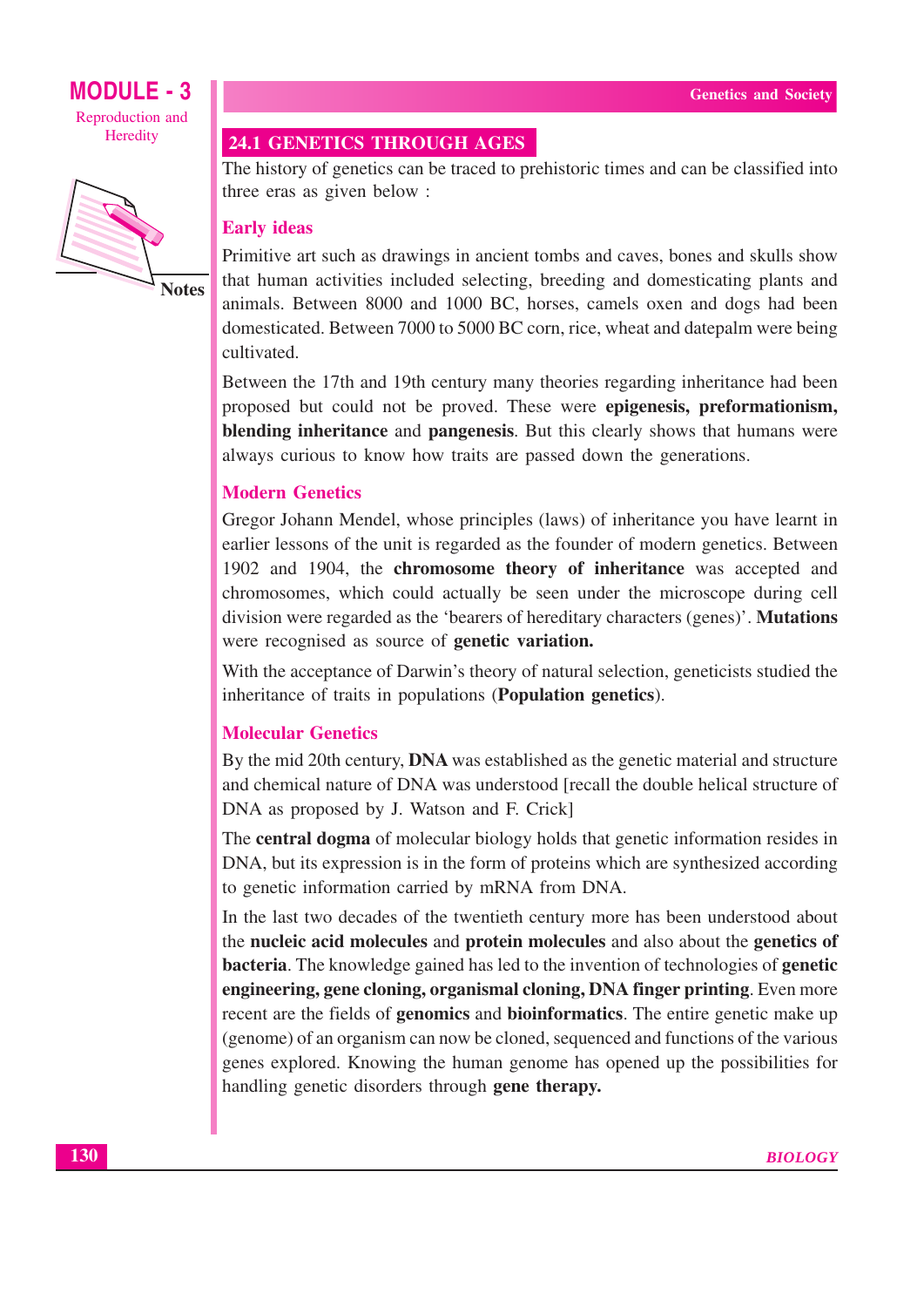## 24.1 GENETICS THROUGH AGES

The history of genetics can be traced to prehistoric times and can be classified into three eras as given below :

### Early ideas

Primitive art such as drawings in ancient tombs and caves, bones and skulls show that human activities included selecting, breeding and domesticating plants and animals. Between 8000 and 1000 BC, horses, camels oxen and dogs had been domesticated. Between 7000 to 5000 BC corn, rice, wheat and datepalm were being cultivated.

Between the 17th and 19th century many theories regarding inheritance had been proposed but could not be proved. These were **epigenesis, preformationism, blending inheritance** and **pangenesis**. But this clearly shows that humans were always curious to know how traits are passed down the generations.

### Modern Genetics

Gregor Johann Mendel, whose principles (laws) of inheritance you have learnt in earlier lessons of the unit is regarded as the founder of modern genetics. Between 1902 and 1904, the **chromosome theory of inheritance** was accepted and chromosomes, which could actually be seen under the microscope during cell division were regarded as the 'bearers of hereditary characters (genes)'. **Mutations** were recognised as source of **genetic variation.**

With the acceptance of Darwin's theory of natural selection, geneticists studied the inheritance of traits in populations (**Population genetics**).

### Molecular Genetics

By the mid 20th century, **DNA** was established as the genetic material and structure and chemical nature of DNA was understood [recall the double helical structure of DNA as proposed by J. Watson and F. Crick]

The **central dogma** of molecular biology holds that genetic information resides in DNA, but its expression is in the form of proteins which are synthesized according to genetic information carried by mRNA from DNA.

In the last two decades of the twentieth century more has been understood about the **nucleic acid molecules** and **protein molecules** and also about the **genetics of bacteria**. The knowledge gained has led to the invention of technologies of **genetic engineering, gene cloning, organismal cloning, DNA finger printing**. Even more recent are the fields of **genomics** and **bioinformatics**. The entire genetic make up (genome) of an organism can now be cloned, sequenced and functions of the various genes explored. Knowing the human genome has opened up the possibilities for handling genetic disorders through **gene therapy.**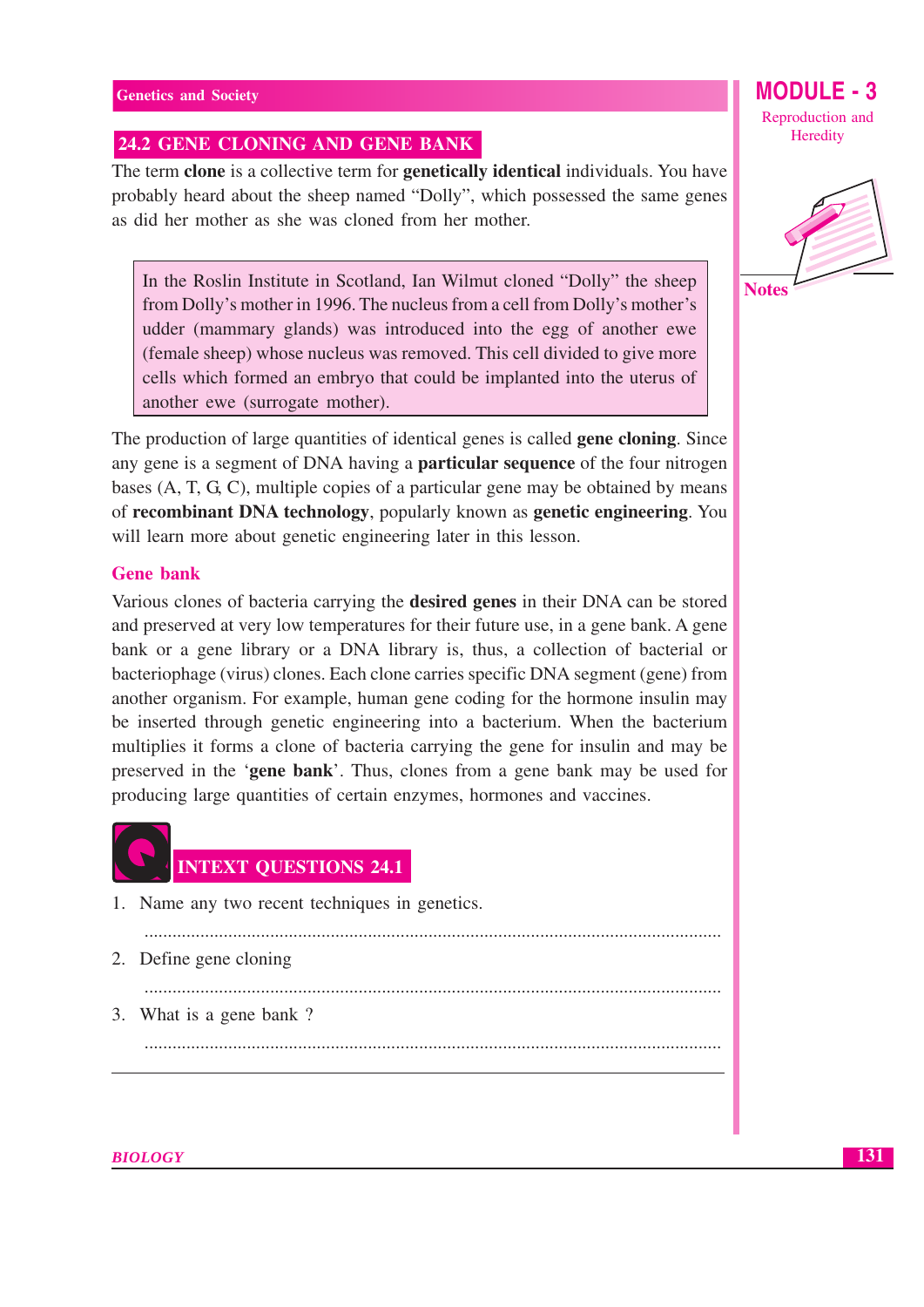## 24.2 GENE CLONING AND GENE BANK

The term **clone** is a collective term for **genetically identical** individuals. You have probably heard about the sheep named "Dolly", which possessed the same genes as did her mother as she was cloned from her mother.

> In the Roslin Institute in Scotland, Ian Wilmut cloned "Dolly" the sheep from Dolly's mother in 1996. The nucleus from a cell from Dolly's mother's udder (mammary glands) was introduced into the egg of another ewe (female sheep) whose nucleus was removed. This cell divided to give more cells which formed an embryo that could be implanted into the uterus of another ewe (surrogate mother).

The production of large quantities of identical genes is called **gene cloning**. Since any gene is a segment of DNA having a **particular sequence** of the four nitrogen bases (A, T, G, C), multiple copies of a particular gene may be obtained by means of **recombinant DNA technology**, popularly known as **genetic engineering**. You will learn more about genetic engineering later in this lesson.

### Gene bank

Various clones of bacteria carrying the **desired genes** in their DNA can be stored and preserved at very low temperatures for their future use, in a gene bank. A gene bank or a gene library or a DNA library is, thus, a collection of bacterial or bacteriophage (virus) clones. Each clone carries specific DNA segment (gene) from another organism. For example, human gene coding for the hormone insulin may be inserted through genetic engineering into a bacterium. When the bacterium multiplies it forms a clone of bacteria carrying the gene for insulin and may be preserved in the '**gene bank**'. Thus, clones from a gene bank may be used for producing large quantities of certain enzymes, hormones and vaccines.

## INTEXT QUESTIONS 24.1

1. Name any two recent techniques in genetics.

   ..........................................................................................................................

2. Define gene cloning

   ..........................................................................................................................

3. What is a gene bank ?

   ..........................................................................................................................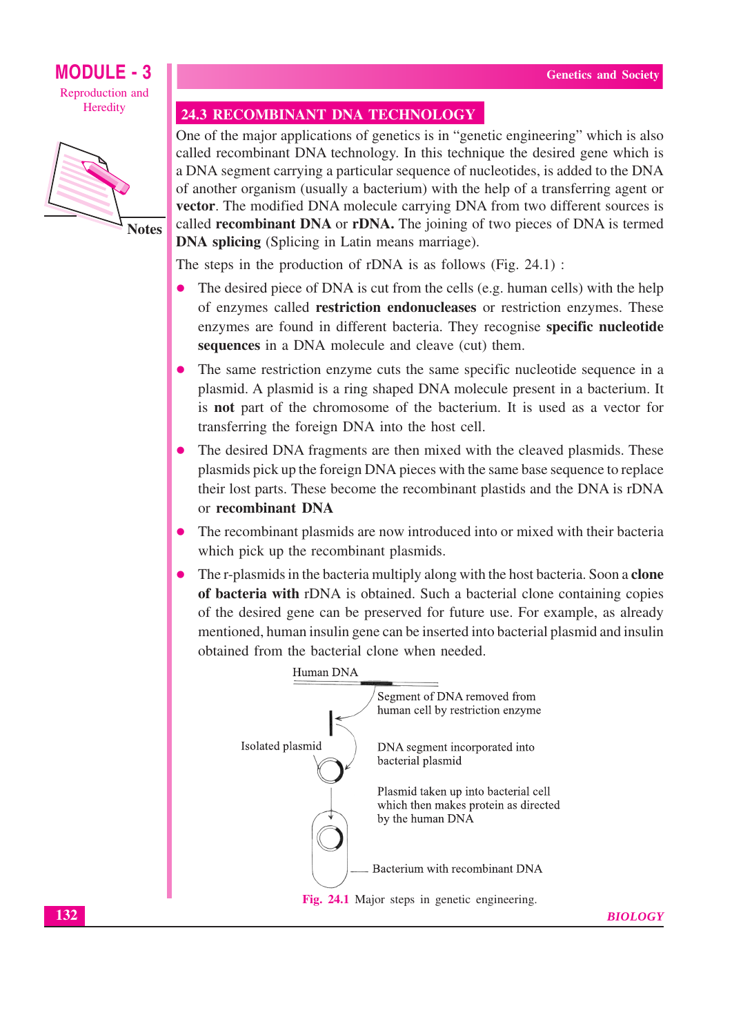## 24.3 RECOMBINANT DNA TECHNOLOGY

One of the major applications of genetics is in "genetic engineering" which is also called recombinant DNA technology. In this technique the desired gene which is a DNA segment carrying a particular sequence of nucleotides, is added to the DNA of another organism (usually a bacterium) with the help of a transferring agent or **vector**. The modified DNA molecule carrying DNA from two different sources is called **recombinant DNA** or **rDNA.** The joining of two pieces of DNA is termed **DNA splicing** (Splicing in Latin means marriage).

The steps in the production of rDNA is as follows (Fig. 24.1) :

- The desired piece of DNA is cut from the cells (e.g. human cells) with the help of enzymes called **restriction endonucleases** or restriction enzymes. These enzymes are found in different bacteria. They recognise **specific nucleotide sequences** in a DNA molecule and cleave (cut) them.
- The same restriction enzyme cuts the same specific nucleotide sequence in a plasmid. A plasmid is a ring shaped DNA molecule present in a bacterium. It is **not** part of the chromosome of the bacterium. It is used as a vector for transferring the foreign DNA into the host cell.
- The desired DNA fragments are then mixed with the cleaved plasmids. These plasmids pick up the foreign DNA pieces with the same base sequence to replace their lost parts. These become the recombinant plastids and the DNA is rDNA or **recombinant DNA**
- The recombinant plasmids are now introduced into or mixed with their bacteria which pick up the recombinant plasmids.
- The r-plasmids in the bacteria multiply along with the host bacteria. Soon a **clone of bacteria with** rDNA is obtained. Such a bacterial clone containing copies of the desired gene can be preserved for future use. For example, as already mentioned, human insulin gene can be inserted into bacterial plasmid and insulin obtained from the bacterial clone when needed.

Human DNA

Segment of DNA removed from human cell by restriction enzyme

Isolated plasmid

DNA segment incorporated into bacterial plasmid

Plasmid taken up into bacterial cell which then makes protein as directed by the human DNA

Bacterium with recombinant DNA

**Fig. 24.1** Major steps in genetic engineering.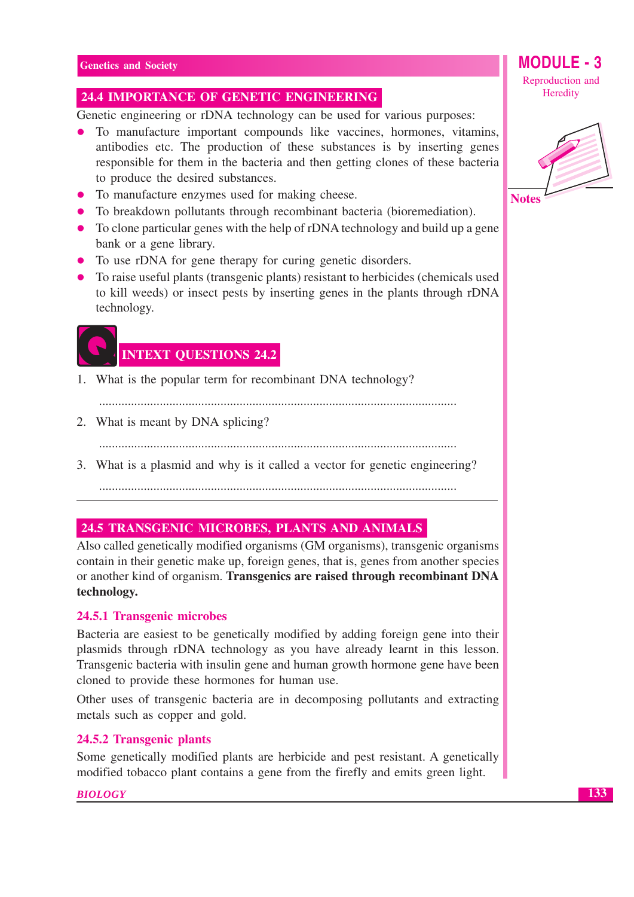## 24.4 IMPORTANCE OF GENETIC ENGINEERING

Genetic engineering or rDNA technology can be used for various purposes:

- To manufacture important compounds like vaccines, hormones, vitamins, antibodies etc. The production of these substances is by inserting genes responsible for them in the bacteria and then getting clones of these bacteria to produce the desired substances.
- To manufacture enzymes used for making cheese.
- To breakdown pollutants through recombinant bacteria (bioremediation).
- To clone particular genes with the help of rDNA technology and build up a gene bank or a gene library.
- To use rDNA for gene therapy for curing genetic disorders.
- To raise useful plants (transgenic plants) resistant to herbicides (chemicals used to kill weeds) or insect pests by inserting genes in the plants through rDNA technology.

## INTEXT QUESTIONS 24.2

1. What is the popular term for recombinant DNA technology?

   ..............................................................................................................

2. What is meant by DNA splicing?

   ..............................................................................................................

3. What is a plasmid and why is it called a vector for genetic engineering?

   ..............................................................................................................

## 24.5 TRANSGENIC MICROBES, PLANTS AND ANIMALS

Also called genetically modified organisms (GM organisms), transgenic organisms contain in their genetic make up, foreign genes, that is, genes from another species or another kind of organism. **Transgenics are raised through recombinant DNA technology.**

### 24.5.1 Transgenic microbes

Bacteria are easiest to be genetically modified by adding foreign gene into their plasmids through rDNA technology as you have already learnt in this lesson. Transgenic bacteria with insulin gene and human growth hormone gene have been cloned to provide these hormones for human use.

Other uses of transgenic bacteria are in decomposing pollutants and extracting metals such as copper and gold.

### 24.5.2 Transgenic plants

Some genetically modified plants are herbicide and pest resistant. A genetically modified tobacco plant contains a gene from the firefly and emits green light.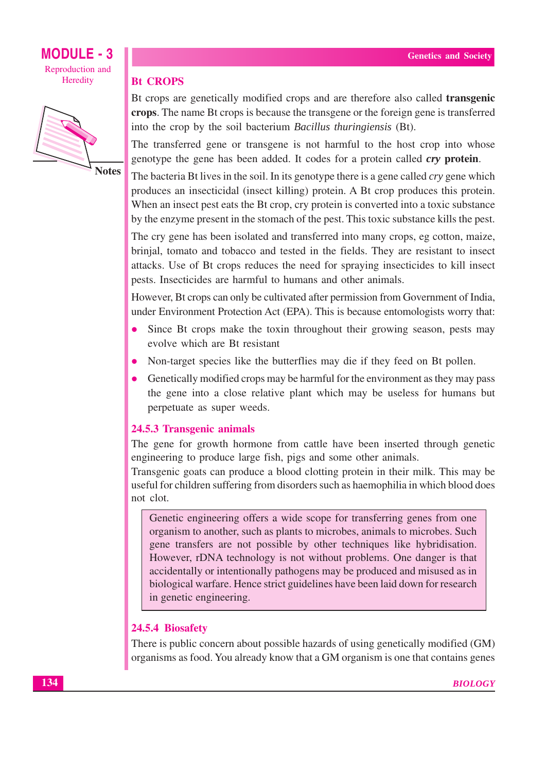## Bt CROPS

Bt crops are genetically modified crops and are therefore also called **transgenic crops**. The name Bt crops is because the transgene or the foreign gene is transferred into the crop by the soil bacterium *Bacillus thuringiensis* (Bt).

The transferred gene or transgene is not harmful to the host crop into whose genotype the gene has been added. It codes for a protein called ***cry* protein**.

The bacteria Bt lives in the soil. In its genotype there is a gene called *cry* gene which produces an insecticidal (insect killing) protein. A Bt crop produces this protein. When an insect pest eats the Bt crop, cry protein is converted into a toxic substance by the enzyme present in the stomach of the pest. This toxic substance kills the pest.

The cry gene has been isolated and transferred into many crops, eg cotton, maize, brinjal, tomato and tobacco and tested in the fields. They are resistant to insect attacks. Use of Bt crops reduces the need for spraying insecticides to kill insect pests. Insecticides are harmful to humans and other animals.

However, Bt crops can only be cultivated after permission from Government of India, under Environment Protection Act (EPA). This is because entomologists worry that:

- Since Bt crops make the toxin throughout their growing season, pests may evolve which are Bt resistant
- Non-target species like the butterflies may die if they feed on Bt pollen.
- Genetically modified crops may be harmful for the environment as they may pass the gene into a close relative plant which may be useless for humans but perpetuate as super weeds.

### 24.5.3 Transgenic animals

The gene for growth hormone from cattle have been inserted through genetic engineering to produce large fish, pigs and some other animals.

Transgenic goats can produce a blood clotting protein in their milk. This may be useful for children suffering from disorders such as haemophilia in which blood does not clot.

> Genetic engineering offers a wide scope for transferring genes from one organism to another, such as plants to microbes, animals to microbes. Such gene transfers are not possible by other techniques like hybridisation. However, rDNA technology is not without problems. One danger is that accidentally or intentionally pathogens may be produced and misused as in biological warfare. Hence strict guidelines have been laid down for research in genetic engineering.

### 24.5.4 Biosafety

There is public concern about possible hazards of using genetically modified (GM) organisms as food. You already know that a GM organism is one that contains genes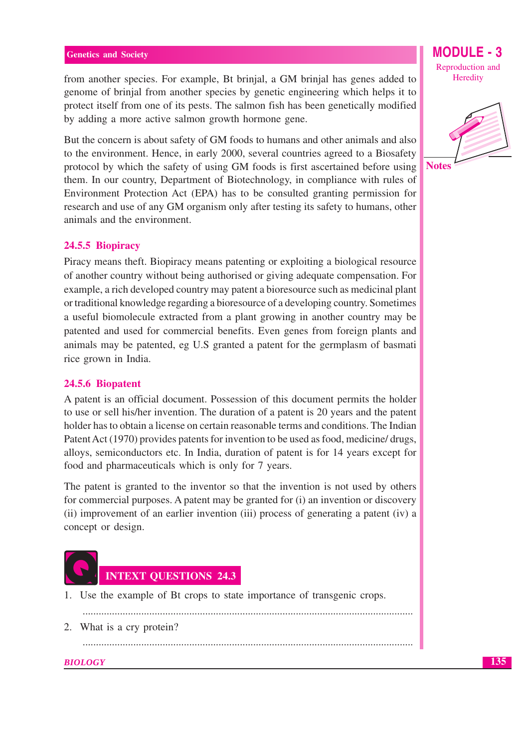from another species. For example, Bt brinjal, a GM brinjal has genes added to genome of brinjal from another species by genetic engineering which helps it to protect itself from one of its pests. The salmon fish has been genetically modified by adding a more active salmon growth hormone gene.

But the concern is about safety of GM foods to humans and other animals and also to the environment. Hence, in early 2000, several countries agreed to a Biosafety protocol by which the safety of using GM foods is first ascertained before using them. In our country, Department of Biotechnology, in compliance with rules of Environment Protection Act (EPA) has to be consulted granting permission for research and use of any GM organism only after testing its safety to humans, other animals and the environment.

### 24.5.5 Biopiracy

Piracy means theft. Biopiracy means patenting or exploiting a biological resource of another country without being authorised or giving adequate compensation. For example, a rich developed country may patent a bioresource such as medicinal plant or traditional knowledge regarding a bioresource of a developing country. Sometimes a useful biomolecule extracted from a plant growing in another country may be patented and used for commercial benefits. Even genes from foreign plants and animals may be patented, eg U.S granted a patent for the germplasm of basmati rice grown in India.

### 24.5.6 Biopatent

A patent is an official document. Possession of this document permits the holder to use or sell his/her invention. The duration of a patent is 20 years and the patent holder has to obtain a license on certain reasonable terms and conditions. The Indian Patent Act (1970) provides patents for invention to be used as food, medicine/ drugs, alloys, semiconductors etc. In India, duration of patent is for 14 years except for food and pharmaceuticals which is only for 7 years.

The patent is granted to the inventor so that the invention is not used by others for commercial purposes. A patent may be granted for (i) an invention or discovery (ii) improvement of an earlier invention (iii) process of generating a patent (iv) a concept or design.

## INTEXT QUESTIONS 24.3

1. Use the example of Bt crops to state importance of transgenic crops.

   ..........................................................................................................................

2. What is a cry protein?

   ..........................................................................................................................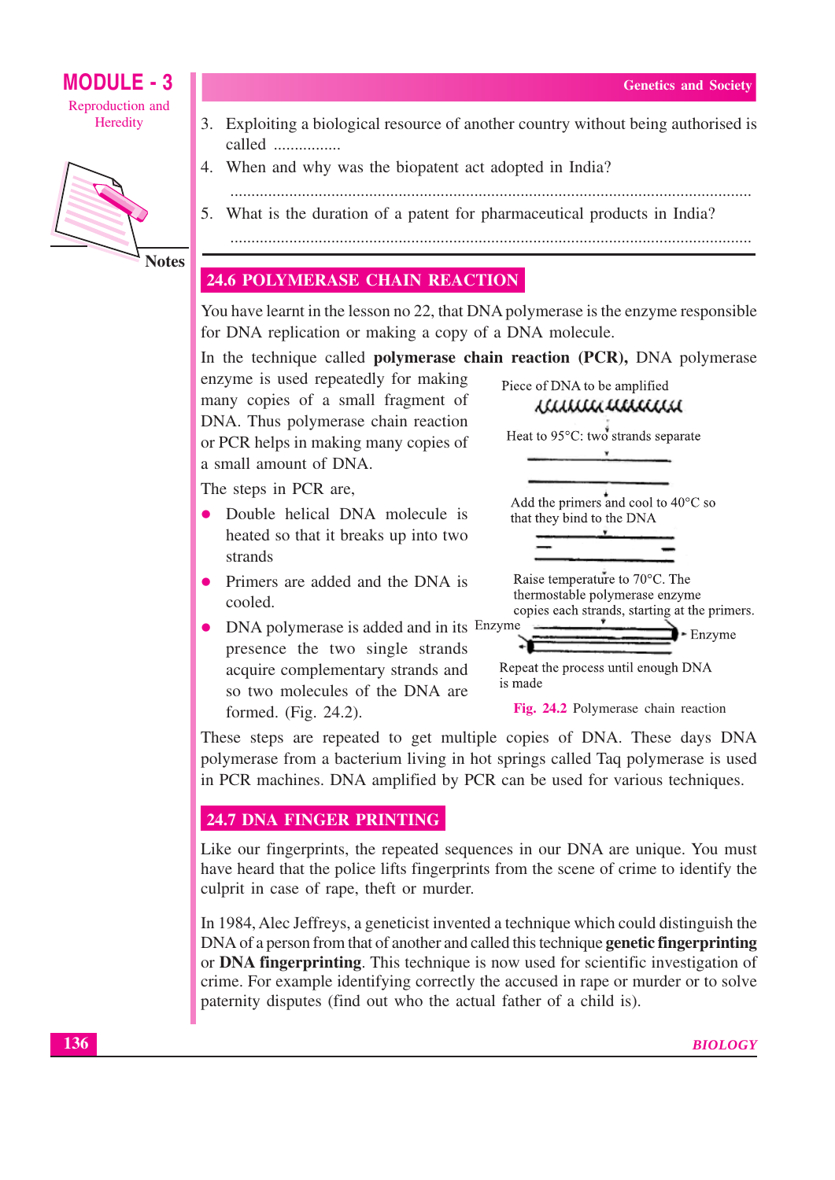3. Exploiting a biological resource of another country without being authorised is called ................

4. When and why was the biopatent act adopted in India?

   ..........................................................................................................................

5. What is the duration of a patent for pharmaceutical products in India?

   ..........................................................................................................................

## 24.6 POLYMERASE CHAIN REACTION

You have learnt in the lesson no 22, that DNA polymerase is the enzyme responsible for DNA replication or making a copy of a DNA molecule.

In the technique called **polymerase chain reaction (PCR),** DNA polymerase enzyme is used repeatedly for making many copies of a small fragment of DNA. Thus polymerase chain reaction or PCR helps in making many copies of a small amount of DNA.

The steps in PCR are,

- Double helical DNA molecule is heated so that it breaks up into two strands
- Primers are added and the DNA is cooled.
- DNA polymerase is added and in its presence the two single strands acquire complementary strands and so two molecules of the DNA are formed. (Fig. 24.2).

Piece of DNA to be amplified

Heat to 95°C: two strands separate

Add the primers and cool to 40°C so that they bind to the DNA

Raise temperature to 70°C. The thermostable polymerase enzyme copies each strands, starting at the primers.

Enzyme

Enzyme

Repeat the process until enough DNA is made

Fig. 24.2 Polymerase chain reaction

These steps are repeated to get multiple copies of DNA. These days DNA polymerase from a bacterium living in hot springs called Taq polymerase is used in PCR machines. DNA amplified by PCR can be used for various techniques.

## 24.7 DNA FINGER PRINTING

Like our fingerprints, the repeated sequences in our DNA are unique. You must have heard that the police lifts fingerprints from the scene of crime to identify the culprit in case of rape, theft or murder.

In 1984, Alec Jeffreys, a geneticist invented a technique which could distinguish the DNA of a person from that of another and called this technique **genetic fingerprinting** or **DNA fingerprinting**. This technique is now used for scientific investigation of crime. For example identifying correctly the accused in rape or murder or to solve paternity disputes (find out who the actual father of a child is).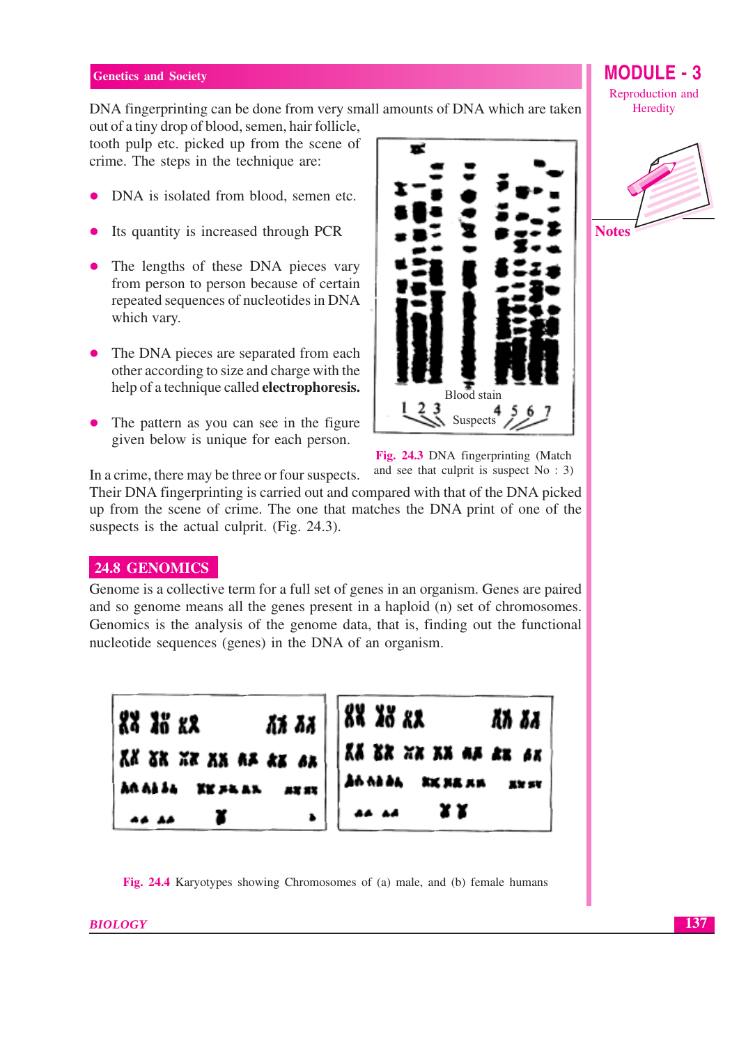DNA fingerprinting can be done from very small amounts of DNA which are taken out of a tiny drop of blood, semen, hair follicle, tooth pulp etc. picked up from the scene of crime. The steps in the technique are:

- DNA is isolated from blood, semen etc.
- Its quantity is increased through PCR
- The lengths of these DNA pieces vary from person to person because of certain repeated sequences of nucleotides in DNA which vary.
- The DNA pieces are separated from each other according to size and charge with the help of a technique called **electrophoresis.**
- The pattern as you can see in the figure given below is unique for each person.

Fig. 24.3 DNA fingerprinting (Match and see that culprit is suspect No : 3)

In a crime, there may be three or four suspects. Their DNA fingerprinting is carried out and compared with that of the DNA picked up from the scene of crime. The one that matches the DNA print of one of the suspects is the actual culprit. (Fig. 24.3).

## 24.8 GENOMICS

Genome is a collective term for a full set of genes in an organism. Genes are paired and so genome means all the genes present in a haploid (n) set of chromosomes. Genomics is the analysis of the genome data, that is, finding out the functional nucleotide sequences (genes) in the DNA of an organism.

Fig. 24.4 Karyotypes showing Chromosomes of (a) male, and (b) female humans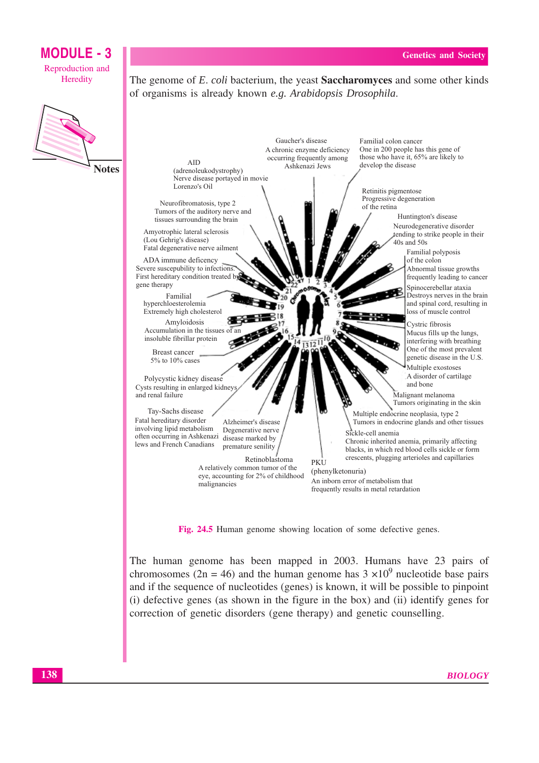The genome of *E. coli* bacterium, the yeast **Saccharomyces** and some other kinds of organisms is already known *e.g. Arabidopsis Drosophila*.

Gaucher's disease
A chronic enzyme deficiency occurring frequently among Ashkenazi Jews

Familial colon cancer
One in 200 people has this gene of those who have it, 65% are likely to develop the disease

AID
(adrenoleukodystrophy)
Nerve disease portayed in movie Lorenzo's Oil

Retinitis pigmentose
Progressive degeneration of the retina

Neurofibromatosis, type 2
Tumors of the auditory nerve and tissues surrounding the brain

Huntington's disease
Neurodegenerative disorder tending to strike people in their 40s and 50s

Amyotrophic lateral sclerosis
(Lou Gehrig's disease)
Fatal degenerative nerve ailment

Familial polyposis of the colon
Abnormal tissue growths frequently leading to cancer

ADA immune deficency
Severe suscepubility to infections. First hereditary condition treated by gene therapy

Spinocerebellar ataxia
Destroys nerves in the brain and spinal cord, resulting in loss of muscle control

Familial hyperchloesterolemia
Extremely high cholesterol

Amyloidosis
Accumulation in the tissues of an insoluble fibrillar protein

Cystic fibrosis
Mucus fills up the lungs, interfering with breathing
One of the most prevalent genetic disease in the U.S.

Breast cancer
5% to 10% cases

Multiple exostoses
A disorder of cartilage and bone

Polycystic kidney disease
Cysts resulting in enlarged kidneys and renal failure

Malignant melanoma
Tumors originating in the skin

Tay-Sachs disease
Fatal hereditary disorder involving lipid metabolism often occurring in Ashkenazi Jews and French Canadians

Alzheimer's disease
Degenerative nerve disease marked by premature senility

Multiple endocrine neoplasia, type 2
Tumors in endocrine glands and other tissues

Sickle-cell anemia
Chronic inherited anemia, primarily affecting blacks, in which red blood cells sickle or form crescents, plugging arterioles and capillaries

Retinoblastoma
A relatively common tumor of the eye, accounting for 2% of childhood malignancies

PKU
(phenylketonuria)
An inborn error of metabolism that frequently results in metal retardation

**Fig. 24.5** Human genome showing location of some defective genes.

The human genome has been mapped in 2003. Humans have 23 pairs of chromosomes (2n = 46) and the human genome has $3 \times 10^9$ nucleotide base pairs and if the sequence of nucleotides (genes) is known, it will be possible to pinpoint (i) defective genes (as shown in the figure in the box) and (ii) identify genes for correction of genetic disorders (gene therapy) and genetic counselling.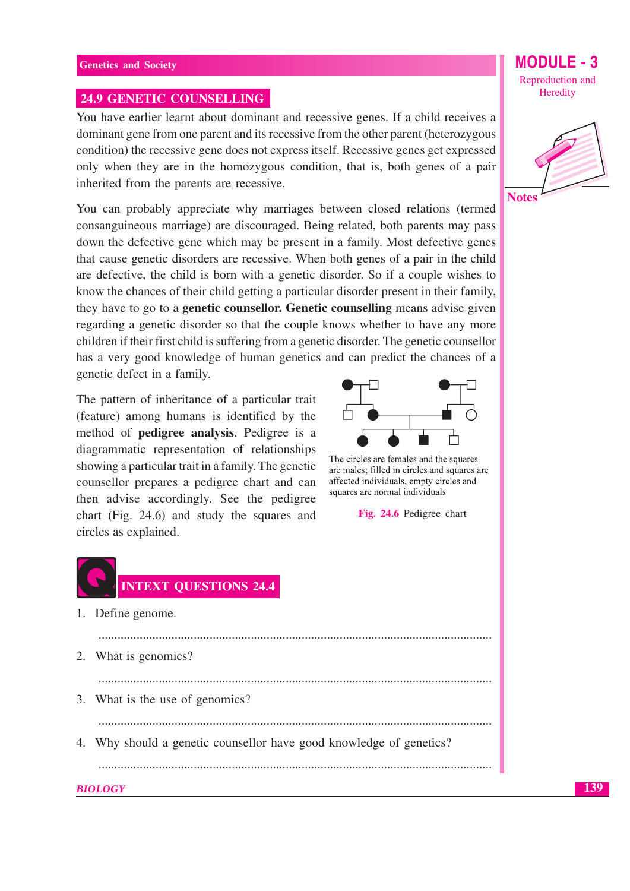## 24.9 GENETIC COUNSELLING

You have earlier learnt about dominant and recessive genes. If a child receives a dominant gene from one parent and its recessive from the other parent (heterozygous condition) the recessive gene does not express itself. Recessive genes get expressed only when they are in the homozygous condition, that is, both genes of a pair inherited from the parents are recessive.

You can probably appreciate why marriages between closed relations (termed consanguineous marriage) are discouraged. Being related, both parents may pass down the defective gene which may be present in a family. Most defective genes that cause genetic disorders are recessive. When both genes of a pair in the child are defective, the child is born with a genetic disorder. So if a couple wishes to know the chances of their child getting a particular disorder present in their family, they have to go to a **genetic counsellor. Genetic counselling** means advise given regarding a genetic disorder so that the couple knows whether to have any more children if their first child is suffering from a genetic disorder. The genetic counsellor has a very good knowledge of human genetics and can predict the chances of a genetic defect in a family.

The pattern of inheritance of a particular trait (feature) among humans is identified by the method of **pedigree analysis**. Pedigree is a diagrammatic representation of relationships showing a particular trait in a family. The genetic counsellor prepares a pedigree chart and can then advise accordingly. See the pedigree chart (Fig. 24.6) and study the squares and circles as explained.

The circles are females and the squares are males; filled in circles and squares are affected individuals, empty circles and squares are normal individuals

**Fig. 24.6** Pedigree chart

## INTEXT QUESTIONS 24.4

1. Define genome.

 ..........................................................................................................................

2. What is genomics?

 ..........................................................................................................................

3. What is the use of genomics?

 ..........................................................................................................................

4. Why should a genetic counsellor have good knowledge of genetics?

 ..........................................................................................................................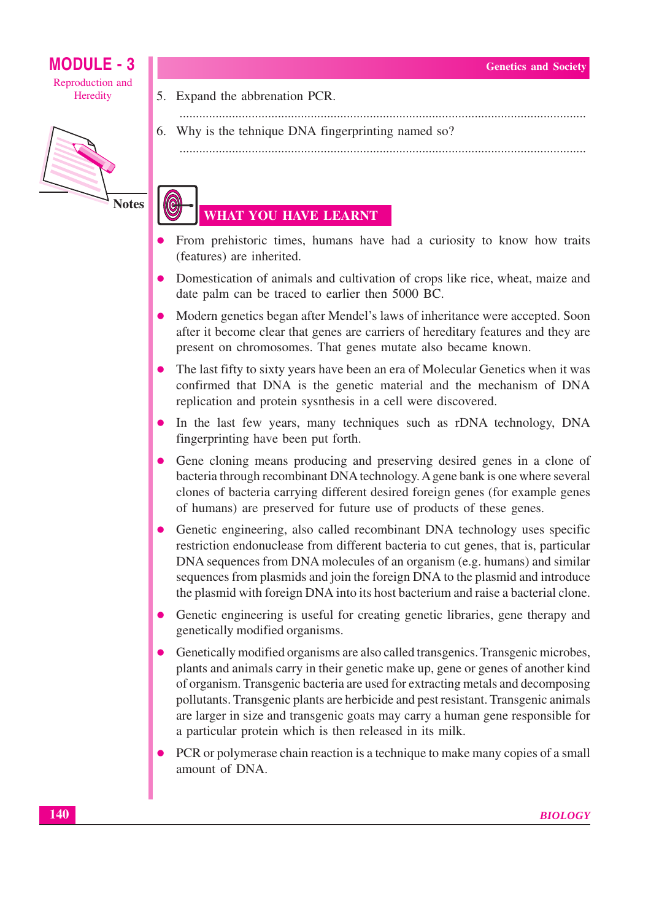5. Expand the abbrenation PCR.

...........................................................................................................................

6. Why is the tehnique DNA fingerprinting named so?

...........................................................................................................................

## WHAT YOU HAVE LEARNT

- From prehistoric times, humans have had a curiosity to know how traits (features) are inherited.
- Domestication of animals and cultivation of crops like rice, wheat, maize and date palm can be traced to earlier then 5000 BC.
- Modern genetics began after Mendel's laws of inheritance were accepted. Soon after it become clear that genes are carriers of hereditary features and they are present on chromosomes. That genes mutate also became known.
- The last fifty to sixty years have been an era of Molecular Genetics when it was confirmed that DNA is the genetic material and the mechanism of DNA replication and protein sysnthesis in a cell were discovered.
- In the last few years, many techniques such as rDNA technology, DNA fingerprinting have been put forth.
- Gene cloning means producing and preserving desired genes in a clone of bacteria through recombinant DNA technology. A gene bank is one where several clones of bacteria carrying different desired foreign genes (for example genes of humans) are preserved for future use of products of these genes.
- Genetic engineering, also called recombinant DNA technology uses specific restriction endonuclease from different bacteria to cut genes, that is, particular DNA sequences from DNA molecules of an organism (e.g. humans) and similar sequences from plasmids and join the foreign DNA to the plasmid and introduce the plasmid with foreign DNA into its host bacterium and raise a bacterial clone.
- Genetic engineering is useful for creating genetic libraries, gene therapy and genetically modified organisms.
- Genetically modified organisms are also called transgenics. Transgenic microbes, plants and animals carry in their genetic make up, gene or genes of another kind of organism. Transgenic bacteria are used for extracting metals and decomposing pollutants. Transgenic plants are herbicide and pest resistant. Transgenic animals are larger in size and transgenic goats may carry a human gene responsible for a particular protein which is then released in its milk.
- PCR or polymerase chain reaction is a technique to make many copies of a small amount of DNA.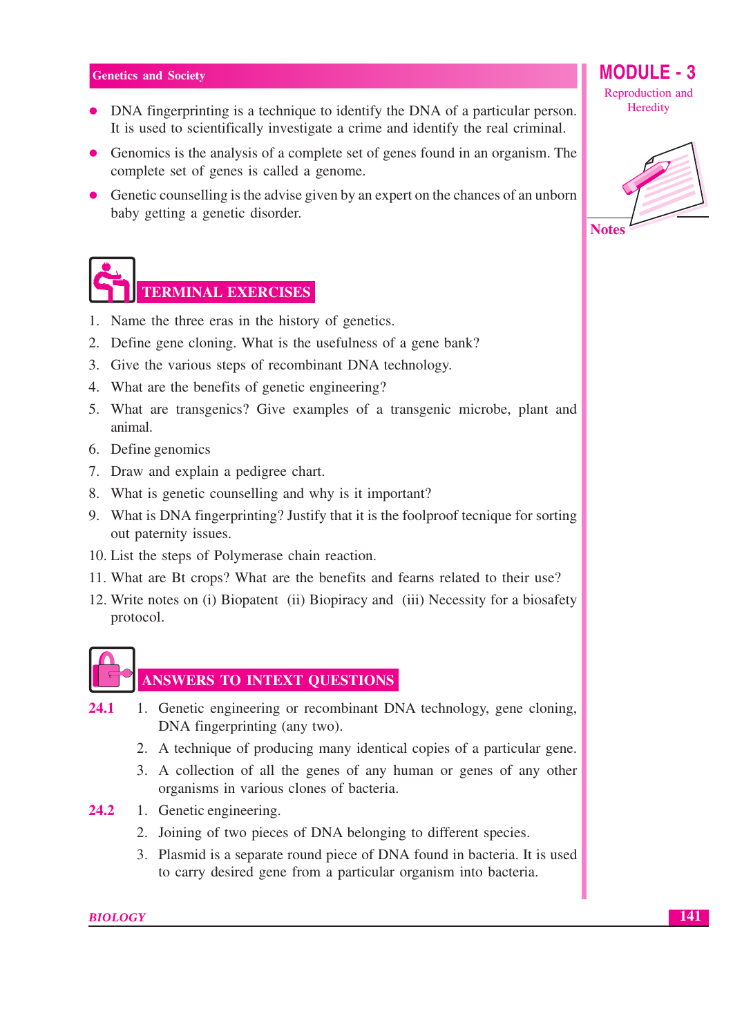- DNA fingerprinting is a technique to identify the DNA of a particular person. It is used to scientifically investigate a crime and identify the real criminal.
- Genomics is the analysis of a complete set of genes found in an organism. The complete set of genes is called a genome.
- Genetic counselling is the advise given by an expert on the chances of an unborn baby getting a genetic disorder.

## TERMINAL EXERCISES

1. Name the three eras in the history of genetics.
2. Define gene cloning. What is the usefulness of a gene bank?
3. Give the various steps of recombinant DNA technology.
4. What are the benefits of genetic engineering?
5. What are transgenics? Give examples of a transgenic microbe, plant and animal.
6. Define genomics
7. Draw and explain a pedigree chart.
8. What is genetic counselling and why is it important?
9. What is DNA fingerprinting? Justify that it is the foolproof tecnique for sorting out paternity issues.
10. List the steps of Polymerase chain reaction.
11. What are Bt crops? What are the benefits and fearns related to their use?
12. Write notes on (i) Biopatent (ii) Biopiracy and (iii) Necessity for a biosafety protocol.

## ANSWERS TO INTEXT QUESTIONS

**24.1**
1. Genetic engineering or recombinant DNA technology, gene cloning, DNA fingerprinting (any two).
2. A technique of producing many identical copies of a particular gene.
3. A collection of all the genes of any human or genes of any other organisms in various clones of bacteria.

**24.2**
1. Genetic engineering.
2. Joining of two pieces of DNA belonging to different species.
3. Plasmid is a separate round piece of DNA found in bacteria. It is used to carry desired gene from a particular organism into bacteria.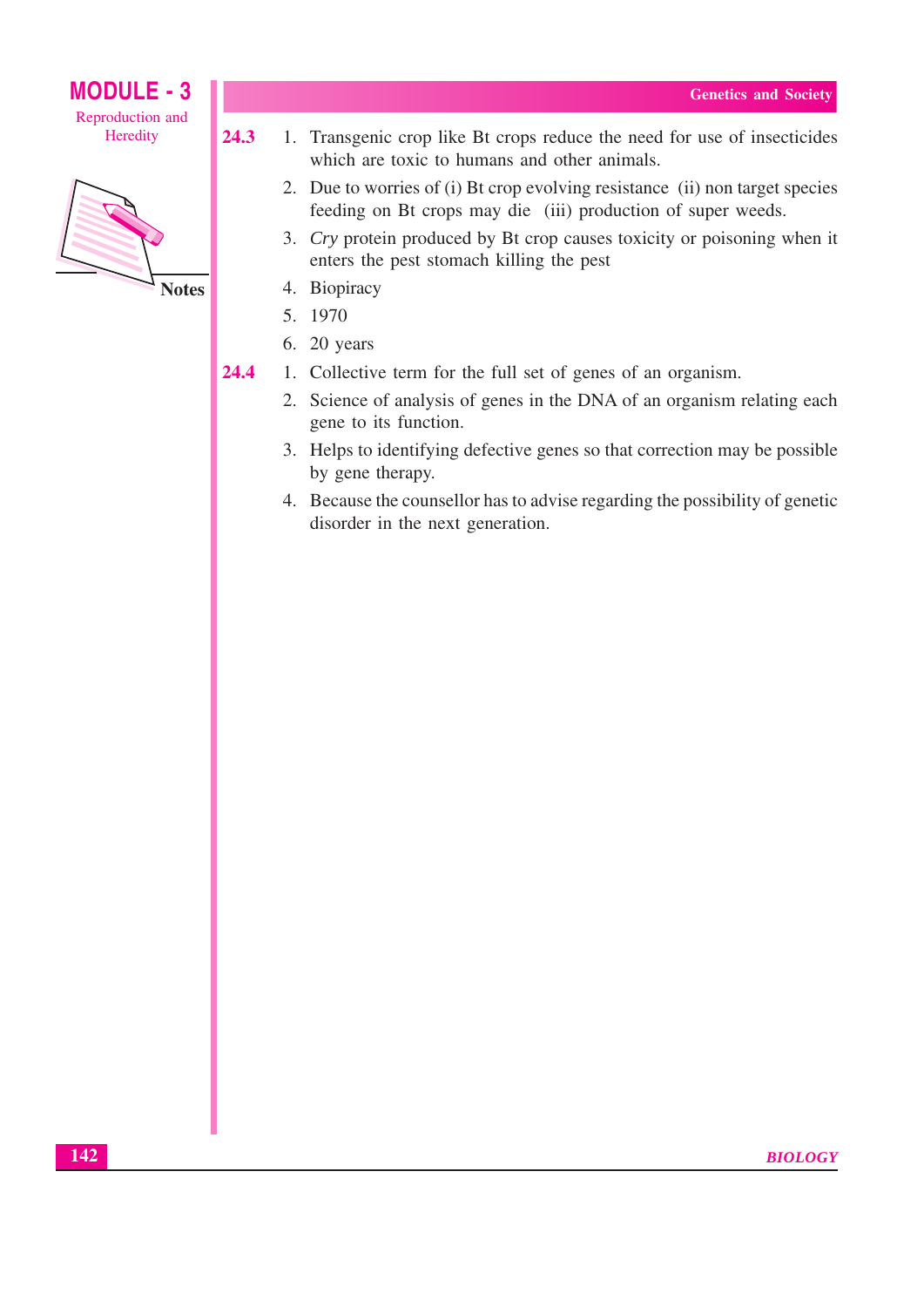**24.3**

1. Transgenic crop like Bt crops reduce the need for use of insecticides which are toxic to humans and other animals.
2. Due to worries of (i) Bt crop evolving resistance (ii) non target species feeding on Bt crops may die (iii) production of super weeds.
3. *Cry* protein produced by Bt crop causes toxicity or poisoning when it enters the pest stomach killing the pest
4. Biopiracy
5. 1970
6. 20 years

**24.4**

1. Collective term for the full set of genes of an organism.
2. Science of analysis of genes in the DNA of an organism relating each gene to its function.
3. Helps to identifying defective genes so that correction may be possible by gene therapy.
4. Because the counsellor has to advise regarding the possibility of genetic disorder in the next generation.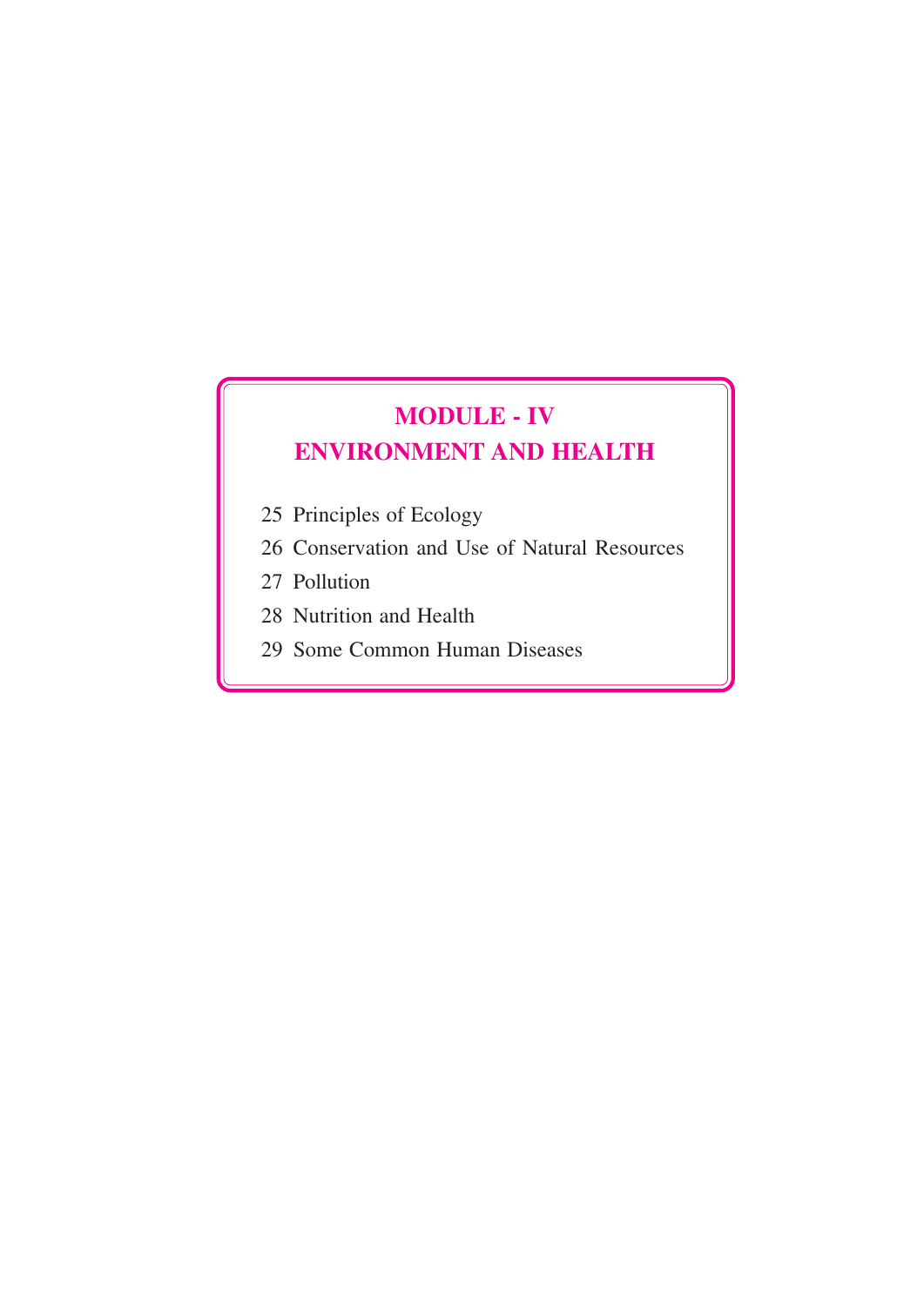# MODULE - IV
# ENVIRONMENT AND HEALTH

25 Principles of Ecology

26 Conservation and Use of Natural Resources

27 Pollution

28 Nutrition and Health

29 Some Common Human Diseases